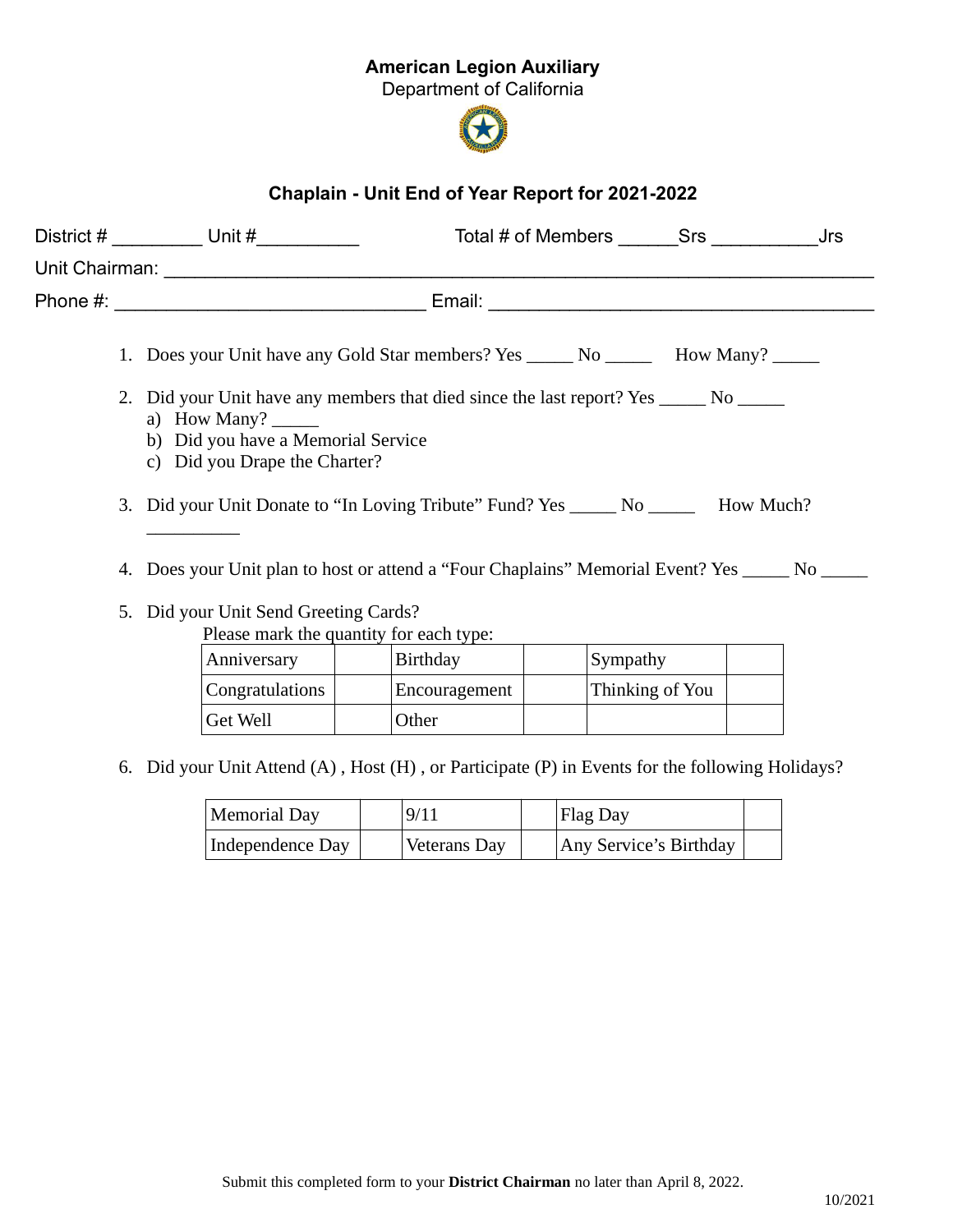**American Legion Auxiliary**
Department of California

## Chaplain - Unit End of Year Report for 2021-2022

District # _________ Unit #__________ Total # of Members ______Srs __________Jrs

Unit Chairman: ___________________________________________________________________________

Phone #: ______________________________ Email: _____________________________________

1. Does your Unit have any Gold Star members? Yes _____ No _____ How Many? _____

2. Did your Unit have any members that died since the last report? Yes _____ No _____
   a) How Many? _____
   b) Did you have a Memorial Service
   c) Did you Drape the Charter?

3. Did your Unit Donate to "In Loving Tribute" Fund? Yes _____ No _____ How Much? __________

4. Does your Unit plan to host or attend a "Four Chaplains" Memorial Event? Yes _____ No _____

5. Did your Unit Send Greeting Cards?
   Please mark the quantity for each type:

| Anniversary | | Birthday | | Sympathy | |
|---|---|---|---|---|---|
| Congratulations | | Encouragement | | Thinking of You | |
| Get Well | | Other | | | |

6. Did your Unit Attend (A) , Host (H) , or Participate (P) in Events for the following Holidays?

| Memorial Day | | 9/11 | | Flag Day | |
|---|---|---|---|---|---|
| Independence Day | | Veterans Day | | Any Service's Birthday | |

Submit this completed form to your **District Chairman** no later than April 8, 2022.

10/2021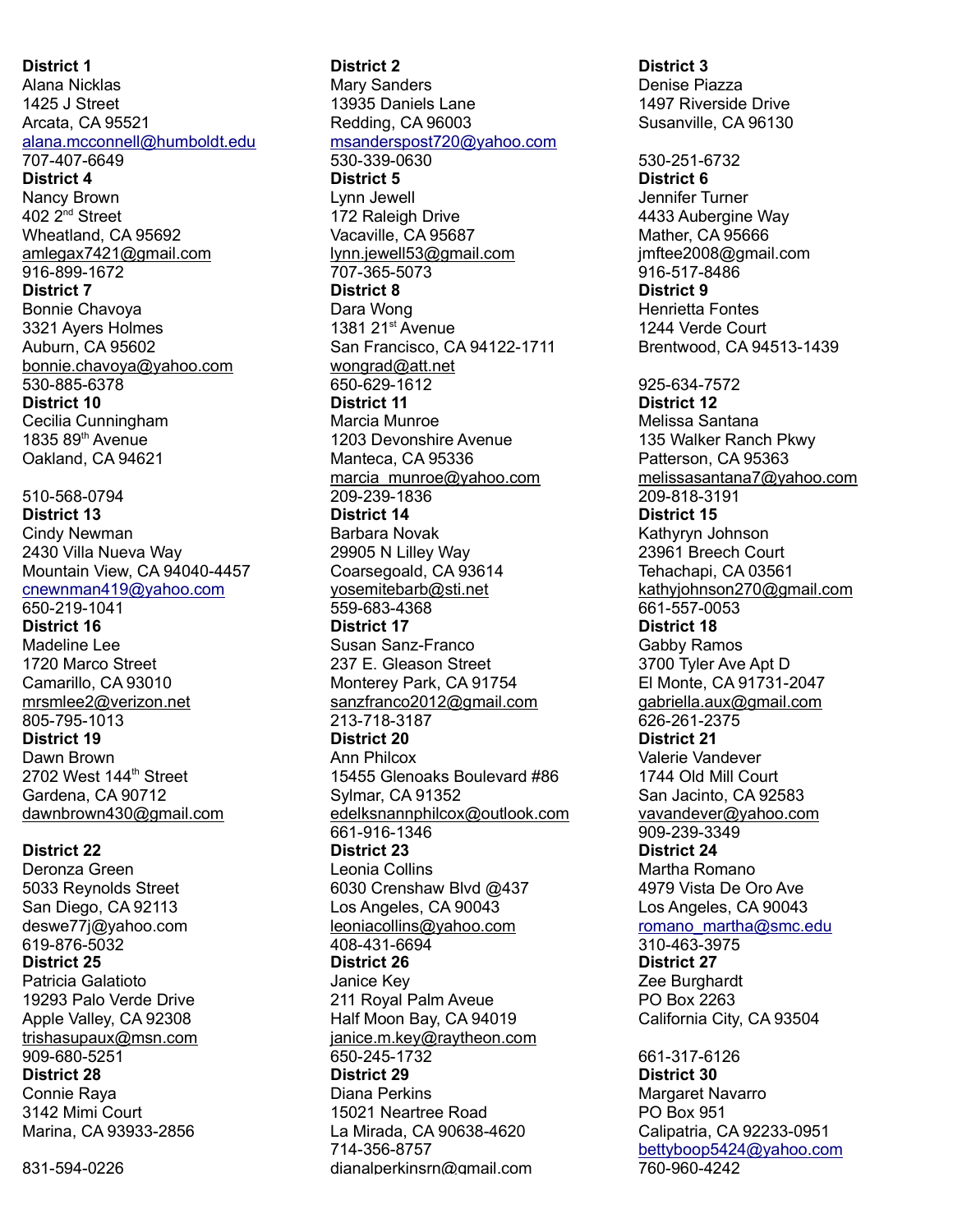**District 1**
Alana Nicklas
1425 J Street
Arcata, CA 95521
alana.mcconnell@humboldt.edu
707-407-6649

**District 2**
Mary Sanders
13935 Daniels Lane
Redding, CA 96003
msanderspost720@yahoo.com
530-339-0630

**District 3**
Denise Piazza
1497 Riverside Drive
Susanville, CA 96130

530-251-6732

**District 4**
Nancy Brown
402 2nd Street
Wheatland, CA 95692
amlegax7421@gmail.com
916-899-1672

**District 5**
Lynn Jewell
172 Raleigh Drive
Vacaville, CA 95687
lynn.jewell53@gmail.com
707-365-5073

**District 6**
Jennifer Turner
4433 Aubergine Way
Mather, CA 95666
jmftee2008@gmail.com
916-517-8486

**District 7**
Bonnie Chavoya
3321 Ayers Holmes
Auburn, CA 95602
bonnie.chavoya@yahoo.com
530-885-6378

**District 8**
Dara Wong
1381 21st Avenue
San Francisco, CA 94122-1711
wongrad@att.net
650-629-1612

**District 9**
Henrietta Fontes
1244 Verde Court
Brentwood, CA 94513-1439

925-634-7572

**District 10**
Cecilia Cunningham
1835 89th Avenue
Oakland, CA 94621

510-568-0794

**District 11**
Marcia Munroe
1203 Devonshire Avenue
Manteca, CA 95336
marcia_munroe@yahoo.com
209-239-1836

**District 12**
Melissa Santana
135 Walker Ranch Pkwy
Patterson, CA 95363
melissasantana7@yahoo.com
209-818-3191

**District 13**
Cindy Newman
2430 Villa Nueva Way
Mountain View, CA 94040-4457
cnewnman419@yahoo.com
650-219-1041

**District 14**
Barbara Novak
29905 N Lilley Way
Coarsegoald, CA 93614
yosemitebarb@sti.net
559-683-4368

**District 15**
Kathyryn Johnson
23961 Breech Court
Tehachapi, CA 03561
kathyjohnson270@gmail.com
661-557-0053

**District 16**
Madeline Lee
1720 Marco Street
Camarillo, CA 93010
mrsmlee2@verizon.net
805-795-1013

**District 17**
Susan Sanz-Franco
237 E. Gleason Street
Monterey Park, CA 91754
sanzfranco2012@gmail.com
213-718-3187

**District 18**
Gabby Ramos
3700 Tyler Ave Apt D
El Monte, CA 91731-2047
gabriella.aux@gmail.com
626-261-2375

**District 19**
Dawn Brown
2702 West 144th Street
Gardena, CA 90712
dawnbrown430@gmail.com

**District 20**
Ann Philcox
15455 Glenoaks Boulevard #86
Sylmar, CA 91352
edelksnannphilcox@outlook.com
661-916-1346

**District 21**
Valerie Vandever
1744 Old Mill Court
San Jacinto, CA 92583
vavandever@yahoo.com
909-239-3349

**District 22**
Deronza Green
5033 Reynolds Street
San Diego, CA 92113
deswe77j@yahoo.com
619-876-5032

**District 23**
Leonia Collins
6030 Crenshaw Blvd @437
Los Angeles, CA 90043
leoniacollins@yahoo.com
408-431-6694

**District 24**
Martha Romano
4979 Vista De Oro Ave
Los Angeles, CA 90043
romano_martha@smc.edu
310-463-3975

**District 25**
Patricia Galatioto
19293 Palo Verde Drive
Apple Valley, CA 92308
trishasupaux@msn.com
909-680-5251

**District 26**
Janice Key
211 Royal Palm Aveue
Half Moon Bay, CA 94019
janice.m.key@raytheon.com
650-245-1732

**District 27**
Zee Burghardt
PO Box 2263
California City, CA 93504

661-317-6126

**District 28**
Connie Raya
3142 Mimi Court
Marina, CA 93933-2856

831-594-0226

**District 29**
Diana Perkins
15021 Neartree Road
La Mirada, CA 90638-4620
714-356-8757
dianalperkinsrn@gmail.com

**District 30**
Margaret Navarro
PO Box 951
Calipatria, CA 92233-0951
bettyboop5424@yahoo.com
760-960-4242